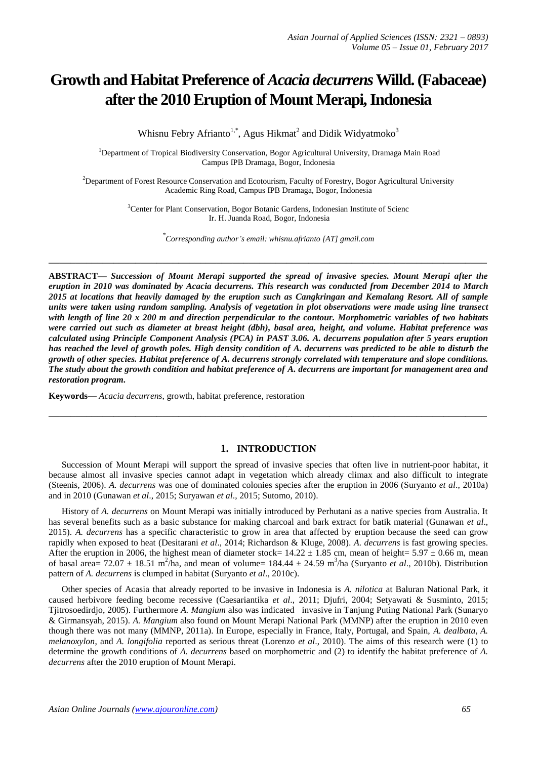# Growth and Habitat Preference of *Acacia decurrens* Willd. (Fabaceae) after the 2010 Eruption of Mount Merapi, Indonesia

Whisnu Febry Afrianto[1,*], Agus Hikmat[2] and Didik Widyatmoko[3]

[1]Department of Tropical Biodiversity Conservation, Bogor Agricultural University, Dramaga Main Road Campus IPB Dramaga, Bogor, Indonesia

[2]Department of Forest Resource Conservation and Ecotourism, Faculty of Forestry, Bogor Agricultural University Academic Ring Road, Campus IPB Dramaga, Bogor, Indonesia

[3]Center for Plant Conservation, Bogor Botanic Gardens, Indonesian Institute of Scienc Ir. H. Juanda Road, Bogor, Indonesia

[*]*Corresponding author's email: whisnu.afrianto [AT] gmail.com*

---

**ABSTRACT—** ***Succession of Mount Merapi supported the spread of invasive species. Mount Merapi after the eruption in 2010 was dominated by Acacia decurrens. This research was conducted from December 2014 to March 2015 at locations that heavily damaged by the eruption such as Cangkringan and Kemalang Resort. All of sample units were taken using random sampling. Analysis of vegetation in plot observations were made using line transect with length of line 20 x 200 m and direction perpendicular to the contour. Morphometric variables of two habitats were carried out such as diameter at breast height (dbh), basal area, height, and volume. Habitat preference was calculated using Principle Component Analysis (PCA) in PAST 3.06. A. decurrens population after 5 years eruption has reached the level of growth poles. High density condition of A. decurrens was predicted to be able to disturb the growth of other species. Habitat preference of A. decurrens strongly correlated with temperature and slope conditions. The study about the growth condition and habitat preference of A. decurrens are important for management area and restoration program.***

**Keywords—** *Acacia decurrens*, growth, habitat preference, restoration

---

## 1. INTRODUCTION

Succession of Mount Merapi will support the spread of invasive species that often live in nutrient-poor habitat, it because almost all invasive species cannot adapt in vegetation which already climax and also difficult to integrate (Steenis, 2006). *A. decurrens* was one of dominated colonies species after the eruption in 2006 (Suryanto *et al*., 2010a) and in 2010 (Gunawan *et al*., 2015; Suryawan *et al*., 2015; Sutomo, 2010).

History of *A. decurrens* on Mount Merapi was initially introduced by Perhutani as a native species from Australia. It has several benefits such as a basic substance for making charcoal and bark extract for batik material (Gunawan *et al*., 2015). *A. decurrens* has a specific characteristic to grow in area that affected by eruption because the seed can grow rapidly when exposed to heat (Desitarani *et al*., 2014; Richardson & Kluge, 2008). *A. decurrens* is fast growing species. After the eruption in 2006, the highest mean of diameter stock= $14.22 \pm 1.85$ cm, mean of height= $5.97 \pm 0.66$ m, mean of basal area= $72.07 \pm 18.51$ m$^2$/ha, and mean of volume= $184.44 \pm 24.59$ m$^3$/ha (Suryanto *et al*., 2010b). Distribution pattern of *A. decurrens* is clumped in habitat (Suryanto *et al*., 2010c).

Other species of Acasia that already reported to be invasive in Indonesia is *A. nilotica* at Baluran National Park, it caused herbivore feeding become recessive (Caesariantika *et al*., 2011; Djufri, 2004; Setyawati & Susminto, 2015; Tjitrosoedirdjo, 2005). Furthermore *A. Mangium* also was indicated invasive in Tanjung Puting National Park (Sunaryo & Girmansyah, 2015). *A. Mangium* also found on Mount Merapi National Park (MMNP) after the eruption in 2010 even though there was not many (MMNP, 2011a). In Europe, especially in France, Italy, Portugal, and Spain, *A. dealbata, A. melanoxylon,* and *A. longifolia* reported as serious threat (Lorenzo *et al*., 2010). The aims of this research were (1) to determine the growth conditions of *A. decurrens* based on morphometric and (2) to identify the habitat preference of *A. decurrens* after the 2010 eruption of Mount Merapi.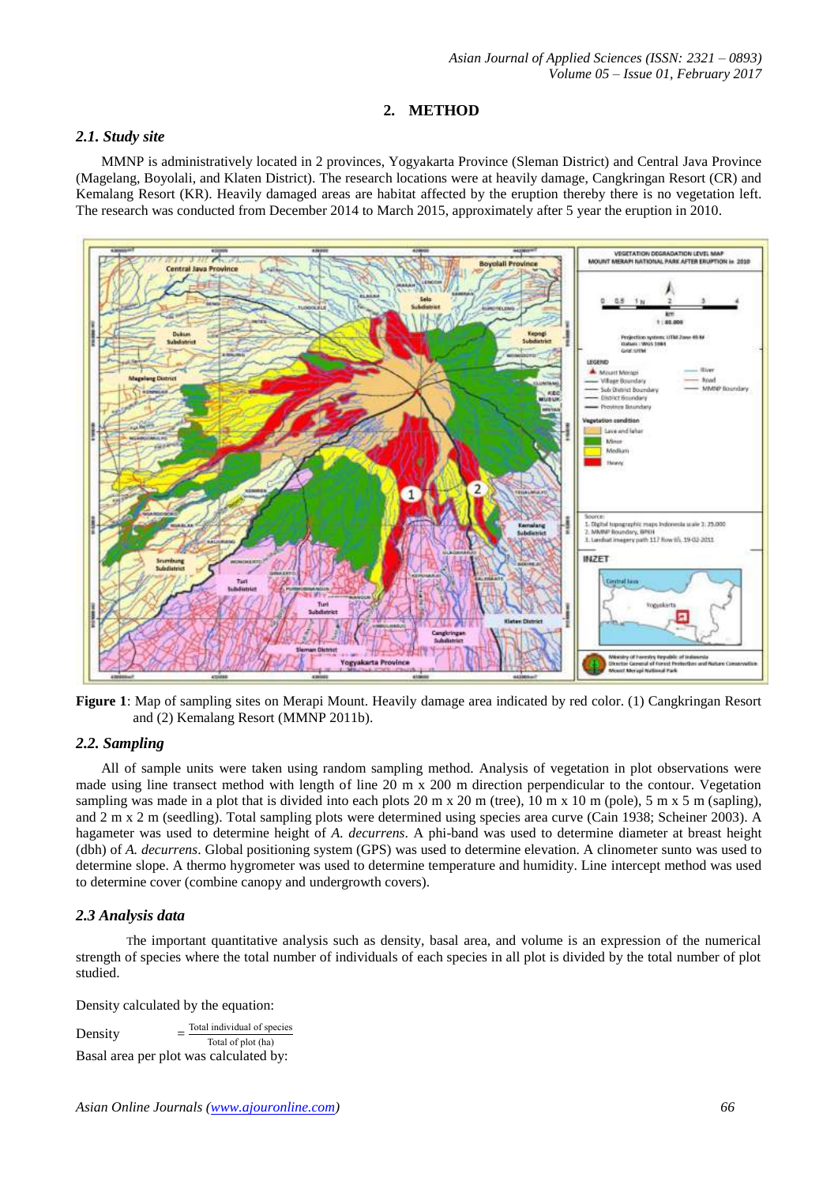## 2. METHOD

### 2.1. Study site

MMNP is administratively located in 2 provinces, Yogyakarta Province (Sleman District) and Central Java Province (Magelang, Boyolali, and Klaten District). The research locations were at heavily damage, Cangkringan Resort (CR) and Kemalang Resort (KR). Heavily damaged areas are habitat affected by the eruption thereby there is no vegetation left. The research was conducted from December 2014 to March 2015, approximately after 5 year the eruption in 2010.

**Figure 1**: Map of sampling sites on Merapi Mount. Heavily damage area indicated by red color. (1) Cangkringan Resort and (2) Kemalang Resort (MMNP 2011b).

### 2.2. Sampling

All of sample units were taken using random sampling method. Analysis of vegetation in plot observations were made using line transect method with length of line 20 m x 200 m direction perpendicular to the contour. Vegetation sampling was made in a plot that is divided into each plots 20 m x 20 m (tree), 10 m x 10 m (pole), 5 m x 5 m (sapling), and 2 m x 2 m (seedling). Total sampling plots were determined using species area curve (Cain 1938; Scheiner 2003). A hagameter was used to determine height of *A. decurrens*. A phi-band was used to determine diameter at breast height (dbh) of *A. decurrens*. Global positioning system (GPS) was used to determine elevation. A clinometer sunto was used to determine slope. A thermo hygrometer was used to determine temperature and humidity. Line intercept method was used to determine cover (combine canopy and undergrowth covers).

### 2.3 Analysis data

The important quantitative analysis such as density, basal area, and volume is an expression of the numerical strength of species where the total number of individuals of each species in all plot is divided by the total number of plot studied.

Density calculated by the equation:

$$\text{Density} = \frac{\text{Total individual of species}}{\text{Total of plot (ha)}}$$

Basal area per plot was calculated by: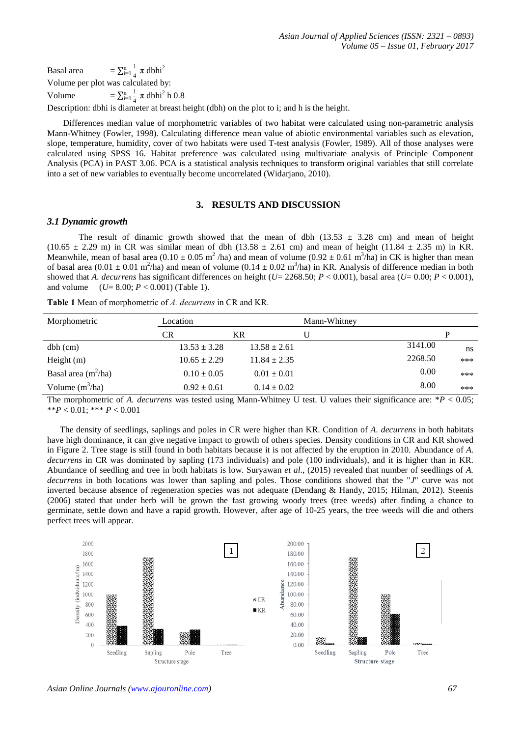Basal area $= \sum_{i=1}^{n} \frac{1}{4} \pi \, dbhi^2$

Volume per plot was calculated by:

Volume $= \sum_{i=1}^{n} \frac{1}{4} \pi \, dbhi^2 \, h \, 0.8$

Description: dbhi is diameter at breast height (dbh) on the plot to i; and h is the height.

Differences median value of morphometric variables of two habitat were calculated using non-parametric analysis Mann-Whitney (Fowler, 1998). Calculating difference mean value of abiotic environmental variables such as elevation, slope, temperature, humidity, cover of two habitats were used T-test analysis (Fowler, 1989). All of those analyses were calculated using SPSS 16. Habitat preference was calculated using multivariate analysis of Principle Component Analysis (PCA) in PAST 3.06. PCA is a statistical analysis techniques to transform original variables that still correlate into a set of new variables to eventually become uncorrelated (Widarjano, 2010).

## 3. RESULTS AND DISCUSSION

### *3.1 Dynamic growth*

The result of dinamic growth showed that the mean of dbh (13.53 ± 3.28 cm) and mean of height (10.65 ± 2.29 m) in CR was similar mean of dbh (13.58 ± 2.61 cm) and mean of height (11.84 ± 2.35 m) in KR. Meanwhile, mean of basal area (0.10 ± 0.05 $m^2$ /ha) and mean of volume (0.92 ± 0.61 $m^3$/ha) in CK is higher than mean of basal area (0.01 ± 0.01 $m^2$/ha) and mean of volume (0.14 ± 0.02 $m^3$/ha) in KR. Analysis of difference median in both showed that *A. decurrens* has significant differences on height ($U$= 2268.50; $P < 0.001$), basal area ($U$= 0.00; $P < 0.001$), and volume ($U$= 8.00; $P < 0.001$) (Table 1).

**Table 1** Mean of morphometric of *A. decurrens* in CR and KR.

| Morphometric | Location | | Mann-Whitney | |
|---|---|---|---|---|
| | CR | KR | U | P |
| dbh (cm) | 13.53 ± 3.28 | 13.58 ± 2.61 | 3141.00 | ns |
| Height (m) | 10.65 ± 2.29 | 11.84 ± 2.35 | 2268.50 | *** |
| Basal area ($m^2$/ha) | 0.10 ± 0.05 | 0.01 ± 0.01 | 0.00 | *** |
| Volume ($m^3$/ha) | 0.92 ± 0.61 | 0.14 ± 0.02 | 8.00 | *** |

The morphometric of *A. decurrens* was tested using Mann-Whitney U test. U values their significance are: *$P < 0.05$; **$P < 0.01$; *** $P < 0.001$

The density of seedlings, saplings and poles in CR were higher than KR. Condition of *A. decurrens* in both habitats have high dominance, it can give negative impact to growth of others species. Density conditions in CR and KR showed in Figure 2. Tree stage is still found in both habitats because it is not affected by the eruption in 2010. Abundance of *A. decurrens* in CR was dominated by sapling (173 individuals) and pole (100 individuals), and it is higher than in KR. Abundance of seedling and tree in both habitats is low. Suryawan *et al*., (2015) revealed that number of seedlings of *A. decurrens* in both locations was lower than sapling and poles. Those conditions showed that the "*J*" curve was not inverted because absence of regeneration species was not adequate (Dendang & Handy, 2015; Hilman, 2012). Steenis (2006) stated that under herb will be grown the fast growing woody trees (tree weeds) after finding a chance to germinate, settle down and have a rapid growth. However, after age of 10-25 years, the tree weeds will die and others perfect trees will appear.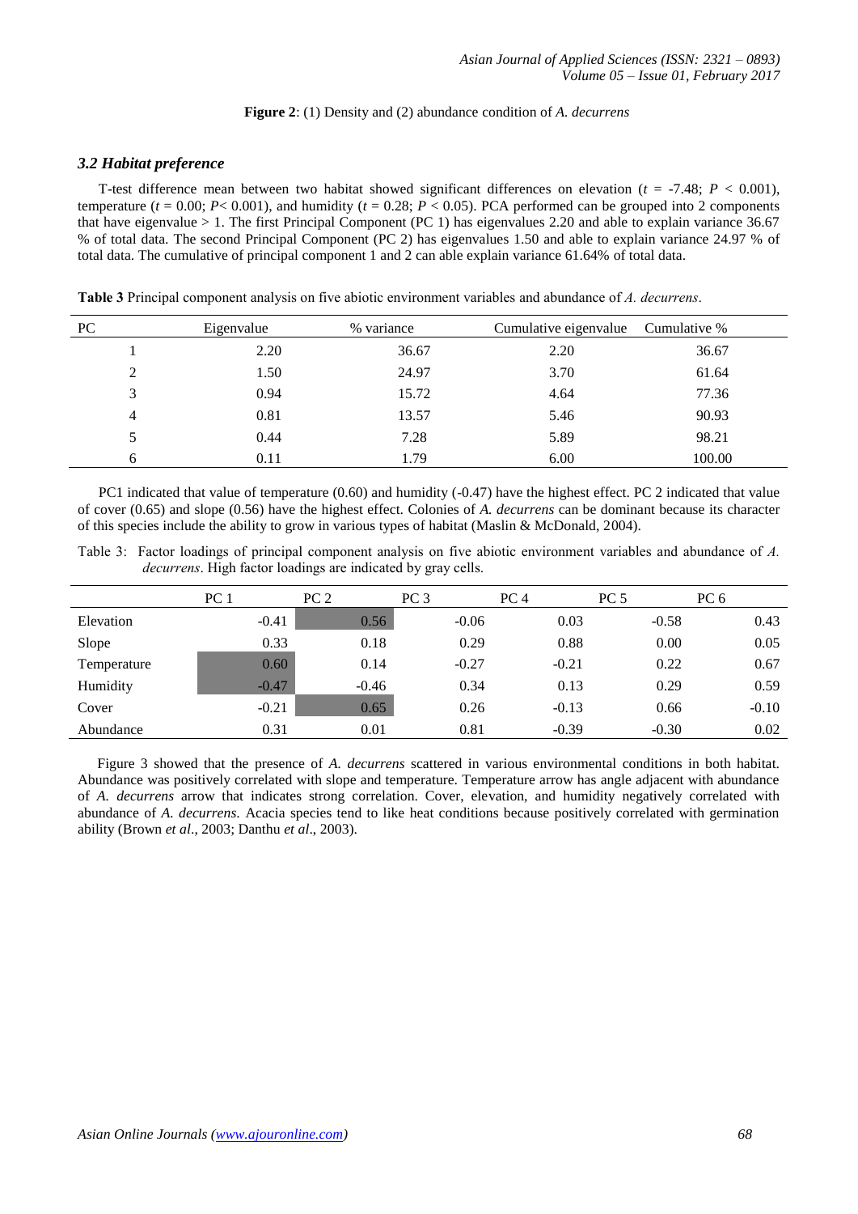**Figure 2**: (1) Density and (2) abundance condition of *A. decurrens*

### *3.2 Habitat preference*

T-test difference mean between two habitat showed significant differences on elevation ($t$ = -7.48; $P$ < 0.001), temperature ($t$ = 0.00; $P$< 0.001), and humidity ($t$ = 0.28; $P$ < 0.05). PCA performed can be grouped into 2 components that have eigenvalue > 1. The first Principal Component (PC 1) has eigenvalues 2.20 and able to explain variance 36.67 % of total data. The second Principal Component (PC 2) has eigenvalues 1.50 and able to explain variance 24.97 % of total data. The cumulative of principal component 1 and 2 can able explain variance 61.64% of total data.

**Table 3** Principal component analysis on five abiotic environment variables and abundance of *A. decurrens*.

| PC | Eigenvalue | % variance | Cumulative eigenvalue | Cumulative % |
|---|---|---|---|---|
| 1 | 2.20 | 36.67 | 2.20 | 36.67 |
| 2 | 1.50 | 24.97 | 3.70 | 61.64 |
| 3 | 0.94 | 15.72 | 4.64 | 77.36 |
| 4 | 0.81 | 13.57 | 5.46 | 90.93 |
| 5 | 0.44 | 7.28 | 5.89 | 98.21 |
| 6 | 0.11 | 1.79 | 6.00 | 100.00 |

PC1 indicated that value of temperature (0.60) and humidity (-0.47) have the highest effect. PC 2 indicated that value of cover (0.65) and slope (0.56) have the highest effect. Colonies of *A. decurrens* can be dominant because its character of this species include the ability to grow in various types of habitat (Maslin & McDonald, 2004).

Table 3: Factor loadings of principal component analysis on five abiotic environment variables and abundance of *A. decurrens*. High factor loadings are indicated by gray cells.

| | PC 1 | PC 2 | PC 3 | PC 4 | PC 5 | PC 6 |
|---|---|---|---|---|---|---|
| Elevation | -0.41 | 0.56 | -0.06 | 0.03 | -0.58 | 0.43 |
| Slope | 0.33 | 0.18 | 0.29 | 0.88 | 0.00 | 0.05 |
| Temperature | 0.60 | 0.14 | -0.27 | -0.21 | 0.22 | 0.67 |
| Humidity | -0.47 | -0.46 | 0.34 | 0.13 | 0.29 | 0.59 |
| Cover | -0.21 | 0.65 | 0.26 | -0.13 | 0.66 | -0.10 |
| Abundance | 0.31 | 0.01 | 0.81 | -0.39 | -0.30 | 0.02 |

Figure 3 showed that the presence of *A. decurrens* scattered in various environmental conditions in both habitat. Abundance was positively correlated with slope and temperature. Temperature arrow has angle adjacent with abundance of *A. decurrens* arrow that indicates strong correlation. Cover, elevation, and humidity negatively correlated with abundance of *A. decurrens*. Acacia species tend to like heat conditions because positively correlated with germination ability (Brown *et al*., 2003; Danthu *et al*., 2003).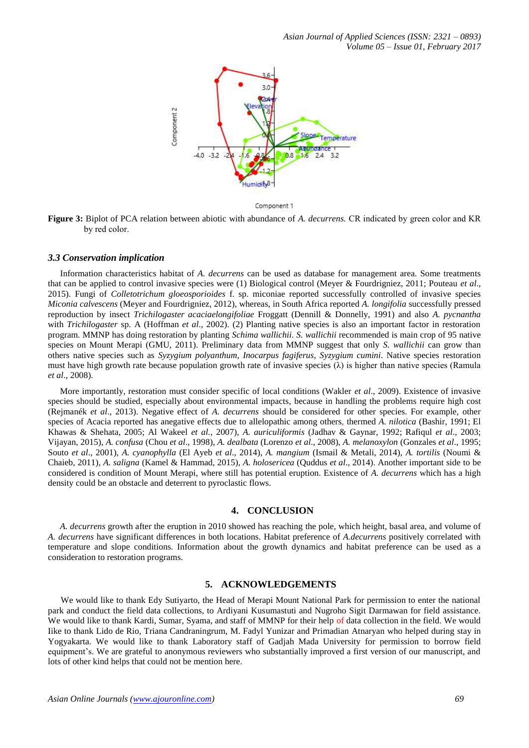Figure 3: Biplot of PCA relation between abiotic with abundance of *A. decurrens.* CR indicated by green color and KR by red color.

### *3.3 Conservation implication*

Information characteristics habitat of *A. decurrens* can be used as database for management area. Some treatments that can be applied to control invasive species were (1) Biological control (Meyer & Fourdrigniez, 2011; Pouteau *et al.*, 2015). Fungi of *Colletotrichum gloeosporioides* f. sp. miconiae reported successfully controlled of invasive species *Miconia calvescens* (Meyer and Fourdrigniez, 2012), whereas, in South Africa reported *A. longifolia* successfully pressed reproduction by insect *Trichilogaster acaciaelongifoliae* Froggatt (Dennill & Donnelly, 1991) and also *A. pycnantha* with *Trichilogaster* sp. A (Hoffman *et al.*, 2002). (2) Planting native species is also an important factor in restoration program. MMNP has doing restoration by planting *Schima wallichii*. *S. wallichii* recommended is main crop of 95 native species on Mount Merapi (GMU, 2011). Preliminary data from MMNP suggest that only *S. wallichii* can grow than others native species such as *Syzygium polyanthum*, *Inocarpus fagiferus*, *Syzygium cumini*. Native species restoration must have high growth rate because population growth rate of invasive species (λ) is higher than native species (Ramula *et al.*, 2008).

More importantly, restoration must consider specific of local conditions (Wakler *et al.*, 2009). Existence of invasive species should be studied, especially about environmental impacts, because in handling the problems require high cost (Rejmanék *et al.*, 2013). Negative effect of *A. decurrens* should be considered for other species. For example, other species of Acacia reported has anegative effects due to allelopathic among others, thermed *A. nilotica* (Bashir, 1991; El Khawas & Shehata, 2005; Al Wakeel *et al.*, 2007), *A. auriculiformis* (Jadhav & Gaynar, 1992; Rafiqul *et al.*, 2003; Vijayan, 2015), *A. confusa* (Chou *et al.*, 1998), *A. dealbata* (Lorenzo *et al.*, 2008), *A. melanoxylon* (Gonzales *et al.*, 1995; Souto *et al.*, 2001), *A. cyanophylla* (El Ayeb *et al.*, 2014), *A. mangium* (Ismail & Metali, 2014), *A. tortilis* (Noumi & Chaieb, 2011), *A. saligna* (Kamel & Hammad, 2015), *A. holosericea* (Quddus *et al.*, 2014). Another important side to be considered is condition of Mount Merapi, where still has potential eruption. Existence of *A. decurrens* which has a high density could be an obstacle and deterrent to pyroclastic flows.

## 4. CONCLUSION

*A. decurrens* growth after the eruption in 2010 showed has reaching the pole, which height, basal area, and volume of *A. decurrens* have significant differences in both locations. Habitat preference of *A.decurrens* positively correlated with temperature and slope conditions. Information about the growth dynamics and habitat preference can be used as a consideration to restoration programs.

## 5. ACKNOWLEDGEMENTS

We would like to thank Edy Sutiyarto, the Head of Merapi Mount National Park for permission to enter the national park and conduct the field data collections, to Ardiyani Kusumastuti and Nugroho Sigit Darmawan for field assistance. We would like to thank Kardi, Sumar, Syama, and staff of MMNP for their help of data collection in the field. We would Iike to thank Lido de Rio, Triana Candraningrum, M. Fadyl Yunizar and Primadian Atnaryan who helped during stay in Yogyakarta. We would like to thank Laboratory staff of Gadjah Mada University for permission to borrow field equipment's. We are grateful to anonymous reviewers who substantially improved a first version of our manuscript, and lots of other kind helps that could not be mention here.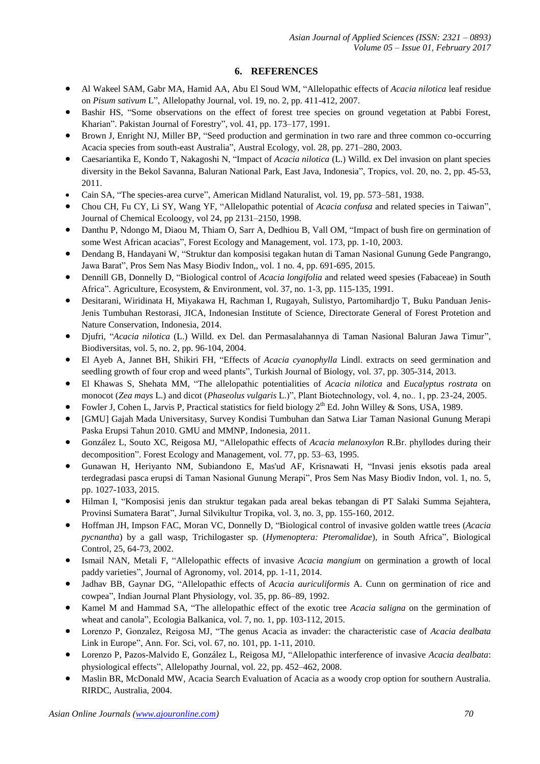## 6. REFERENCES

- Al Wakeel SAM, Gabr MA, Hamid AA, Abu El Soud WM, "Allelopathic effects of *Acacia nilotica* leaf residue on *Pisum sativum* L", Allelopathy Journal, vol. 19, no. 2, pp. 411-412, 2007.
- Bashir HS, "Some observations on the effect of forest tree species on ground vegetation at Pabbi Forest, Kharian". Pakistan Journal of Forestry", vol. 41, pp. 173–177, 1991.
- Brown J, Enright NJ, Miller BP, "Seed production and germination in two rare and three common co-occurring Acacia species from south-east Australia", Austral Ecology, vol. 28, pp. 271–280, 2003.
- Caesariantika E, Kondo T, Nakagoshi N, "Impact of *Acacia nilotica* (L.) Willd. ex Del invasion on plant species diversity in the Bekol Savanna, Baluran National Park, East Java, Indonesia", Tropics, vol. 20, no. 2, pp. 45-53, 2011.
- Cain SA, "The species-area curve", American Midland Naturalist, vol. 19, pp. 573–581, 1938.
- Chou CH, Fu CY, Li SY, Wang YF, "Allelopathic potential of *Acacia confusa* and related species in Taiwan", Journal of Chemical Ecoloogy, vol 24, pp 2131–2150, 1998.
- Danthu P, Ndongo M, Diaou M, Thiam O, Sarr A, Dedhiou B, Vall OM, "Impact of bush fire on germination of some West African acacias", Forest Ecology and Management, vol. 173, pp. 1-10, 2003.
- Dendang B, Handayani W, "Struktur dan komposisi tegakan hutan di Taman Nasional Gunung Gede Pangrango, Jawa Barat", Pros Sem Nas Masy Biodiv Indon,, vol. 1 no. 4, pp. 691-695, 2015.
- Dennill GB, Donnelly D, "Biological control of *Acacia longifolia* and related weed spesies (Fabaceae) in South Africa". Agriculture, Ecosystem, & Environment, vol. 37, no. 1-3, pp. 115-135, 1991.
- Desitarani, Wiridinata H, Miyakawa H, Rachman I, Rugayah, Sulistyo, Partomihardjo T, Buku Panduan Jenis-Jenis Tumbuhan Restorasi, JICA, Indonesian Institute of Science, Directorate General of Forest Protetion and Nature Conservation, Indonesia, 2014.
- Djufri, "*Acacia nilotica* (L.) Willd. ex Del. dan Permasalahannya di Taman Nasional Baluran Jawa Timur", Biodiversitas, vol. 5, no. 2, pp. 96-104, 2004.
- El Ayeb A, Jannet BH, Shikiri FH, "Effects of *Acacia cyanophylla* Lindl. extracts on seed germination and seedling growth of four crop and weed plants", Turkish Journal of Biology, vol. 37, pp. 305-314, 2013.
- El Khawas S, Shehata MM, "The allelopathic potentialities of *Acacia nilotica* and *Eucalyptus rostrata* on monocot (*Zea mays* L.) and dicot (*Phaseolus vulgaris* L.)", Plant Biotechnology, vol. 4, no.. 1, pp. 23-24, 2005.
- Fowler J, Cohen L, Jarvis P, Practical statistics for field biology 2nd Ed. John Willey & Sons, USA, 1989.
- [GMU] Gajah Mada Universitasy, Survey Kondisi Tumbuhan dan Satwa Liar Taman Nasional Gunung Merapi Paska Erupsi Tahun 2010. GMU and MMNP, Indonesia, 2011.
- González L, Souto XC, Reigosa MJ, "Allelopathic effects of *Acacia melanoxylon* R.Br. phyllodes during their decomposition". Forest Ecology and Management, vol. 77, pp. 53–63, 1995.
- Gunawan H, Heriyanto NM, Subiandono E, Mas'ud AF, Krisnawati H, "Invasi jenis eksotis pada areal terdegradasi pasca erupsi di Taman Nasional Gunung Merapi", Pros Sem Nas Masy Biodiv Indon, vol. 1, no. 5, pp. 1027-1033, 2015.
- Hilman I, "Komposisi jenis dan struktur tegakan pada areal bekas tebangan di PT Salaki Summa Sejahtera, Provinsi Sumatera Barat", Jurnal Silvikultur Tropika, vol. 3, no. 3, pp. 155-160, 2012.
- Hoffman JH, Impson FAC, Moran VC, Donnelly D, "Biological control of invasive golden wattle trees (*Acacia pycnantha*) by a gall wasp, Trichilogaster sp. (*Hymenoptera: Pteromalidae*), in South Africa", Biological Control, 25, 64-73, 2002.
- Ismail NAN, Metali F, "Allelopathic effects of invasive *Acacia mangium* on germination a growth of local paddy varieties", Journal of Agronomy, vol. 2014, pp. 1-11, 2014.
- Jadhav BB, Gaynar DG, "Allelopathic effects of *Acacia auriculiformis* A. Cunn on germination of rice and cowpea", Indian Journal Plant Physiology, vol. 35, pp. 86–89, 1992.
- Kamel M and Hammad SA, "The allelopathic effect of the exotic tree *Acacia saligna* on the germination of wheat and canola", Ecologia Balkanica, vol. 7, no. 1, pp. 103-112, 2015.
- Lorenzo P, Gonzalez, Reigosa MJ, "The genus Acacia as invader: the characteristic case of *Acacia dealbata* Link in Europe", Ann. For. Sci, vol. 67, no. 101, pp. 1-11, 2010.
- Lorenzo P, Pazos-Malvido E, González L, Reigosa MJ, "Allelopathic interference of invasive *Acacia dealbata*: physiological effects", Allelopathy Journal, vol. 22, pp. 452–462, 2008.
- Maslin BR, McDonald MW, Acacia Search Evaluation of Acacia as a woody crop option for southern Australia. RIRDC, Australia, 2004.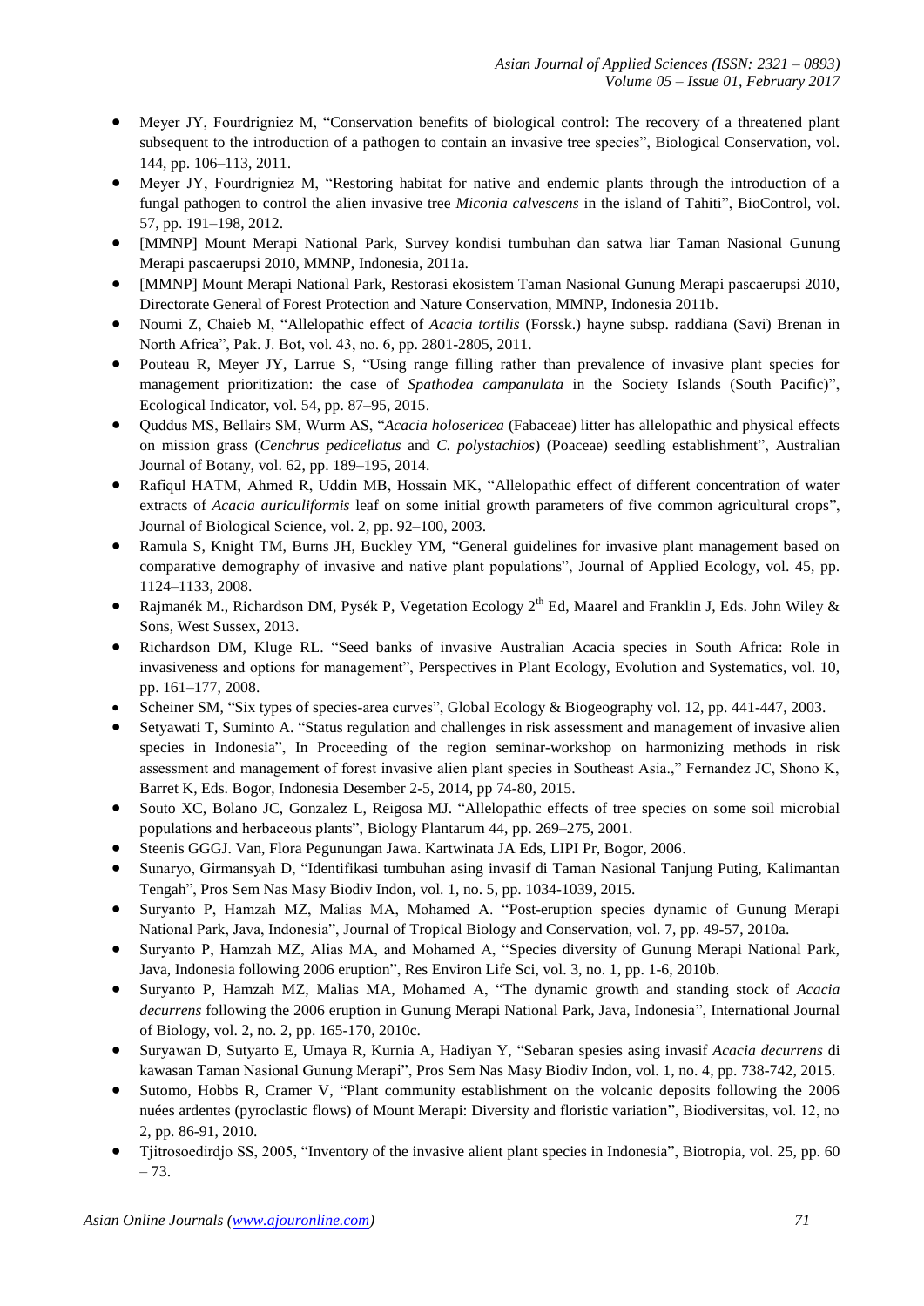- Meyer JY, Fourdrigniez M, "Conservation benefits of biological control: The recovery of a threatened plant subsequent to the introduction of a pathogen to contain an invasive tree species", Biological Conservation, vol. 144, pp. 106–113, 2011.
- Meyer JY, Fourdrigniez M, "Restoring habitat for native and endemic plants through the introduction of a fungal pathogen to control the alien invasive tree *Miconia calvescens* in the island of Tahiti", BioControl, vol. 57, pp. 191–198, 2012.
- [MMNP] Mount Merapi National Park, Survey kondisi tumbuhan dan satwa liar Taman Nasional Gunung Merapi pascaerupsi 2010, MMNP, Indonesia, 2011a.
- [MMNP] Mount Merapi National Park, Restorasi ekosistem Taman Nasional Gunung Merapi pascaerupsi 2010, Directorate General of Forest Protection and Nature Conservation, MMNP, Indonesia 2011b.
- Noumi Z, Chaieb M, "Allelopathic effect of *Acacia tortilis* (Forssk.) hayne subsp. raddiana (Savi) Brenan in North Africa", Pak. J. Bot, vol. 43, no. 6, pp. 2801-2805, 2011.
- Pouteau R, Meyer JY, Larrue S, "Using range filling rather than prevalence of invasive plant species for management prioritization: the case of *Spathodea campanulata* in the Society Islands (South Pacific)", Ecological Indicator, vol. 54, pp. 87–95, 2015.
- Quddus MS, Bellairs SM, Wurm AS, "*Acacia holosericea* (Fabaceae) litter has allelopathic and physical effects on mission grass (*Cenchrus pedicellatus* and *C. polystachios*) (Poaceae) seedling establishment", Australian Journal of Botany, vol. 62, pp. 189–195, 2014.
- Rafiqul HATM, Ahmed R, Uddin MB, Hossain MK, "Allelopathic effect of different concentration of water extracts of *Acacia auriculiformis* leaf on some initial growth parameters of five common agricultural crops", Journal of Biological Science, vol. 2, pp. 92–100, 2003.
- Ramula S, Knight TM, Burns JH, Buckley YM, "General guidelines for invasive plant management based on comparative demography of invasive and native plant populations", Journal of Applied Ecology, vol. 45, pp. 1124–1133, 2008.
- Rajmanék M., Richardson DM, Pysék P, Vegetation Ecology 2$^{th}$ Ed, Maarel and Franklin J, Eds. John Wiley & Sons, West Sussex, 2013.
- Richardson DM, Kluge RL. "Seed banks of invasive Australian Acacia species in South Africa: Role in invasiveness and options for management", Perspectives in Plant Ecology, Evolution and Systematics, vol. 10, pp. 161–177, 2008.
- Scheiner SM, "Six types of species-area curves", Global Ecology & Biogeography vol. 12, pp. 441-447, 2003.
- Setyawati T, Suminto A. "Status regulation and challenges in risk assessment and management of invasive alien species in Indonesia", In Proceeding of the region seminar-workshop on harmonizing methods in risk assessment and management of forest invasive alien plant species in Southeast Asia.," Fernandez JC, Shono K, Barret K, Eds. Bogor, Indonesia Desember 2-5, 2014, pp 74-80, 2015.
- Souto XC, Bolano JC, Gonzalez L, Reigosa MJ. "Allelopathic effects of tree species on some soil microbial populations and herbaceous plants", Biology Plantarum 44, pp. 269–275, 2001.
- Steenis GGGJ. Van, Flora Pegunungan Jawa. Kartwinata JA Eds, LIPI Pr, Bogor, 2006.
- Sunaryo, Girmansyah D, "Identifikasi tumbuhan asing invasif di Taman Nasional Tanjung Puting, Kalimantan Tengah", Pros Sem Nas Masy Biodiv Indon, vol. 1, no. 5, pp. 1034-1039, 2015.
- Suryanto P, Hamzah MZ, Malias MA, Mohamed A. "Post-eruption species dynamic of Gunung Merapi National Park, Java, Indonesia", Journal of Tropical Biology and Conservation, vol. 7, pp. 49-57, 2010a.
- Suryanto P, Hamzah MZ, Alias MA, and Mohamed A, "Species diversity of Gunung Merapi National Park, Java, Indonesia following 2006 eruption", Res Environ Life Sci, vol. 3, no. 1, pp. 1-6, 2010b.
- Suryanto P, Hamzah MZ, Malias MA, Mohamed A, "The dynamic growth and standing stock of *Acacia decurrens* following the 2006 eruption in Gunung Merapi National Park, Java, Indonesia", International Journal of Biology, vol. 2, no. 2, pp. 165-170, 2010c.
- Suryawan D, Sutyarto E, Umaya R, Kurnia A, Hadiyan Y, "Sebaran spesies asing invasif *Acacia decurrens* di kawasan Taman Nasional Gunung Merapi", Pros Sem Nas Masy Biodiv Indon, vol. 1, no. 4, pp. 738-742, 2015.
- Sutomo, Hobbs R, Cramer V, "Plant community establishment on the volcanic deposits following the 2006 nuées ardentes (pyroclastic flows) of Mount Merapi: Diversity and floristic variation", Biodiversitas, vol. 12, no 2, pp. 86-91, 2010.
- Tjitrosoedirdjo SS, 2005, "Inventory of the invasive alient plant species in Indonesia", Biotropia, vol. 25, pp. 60 – 73.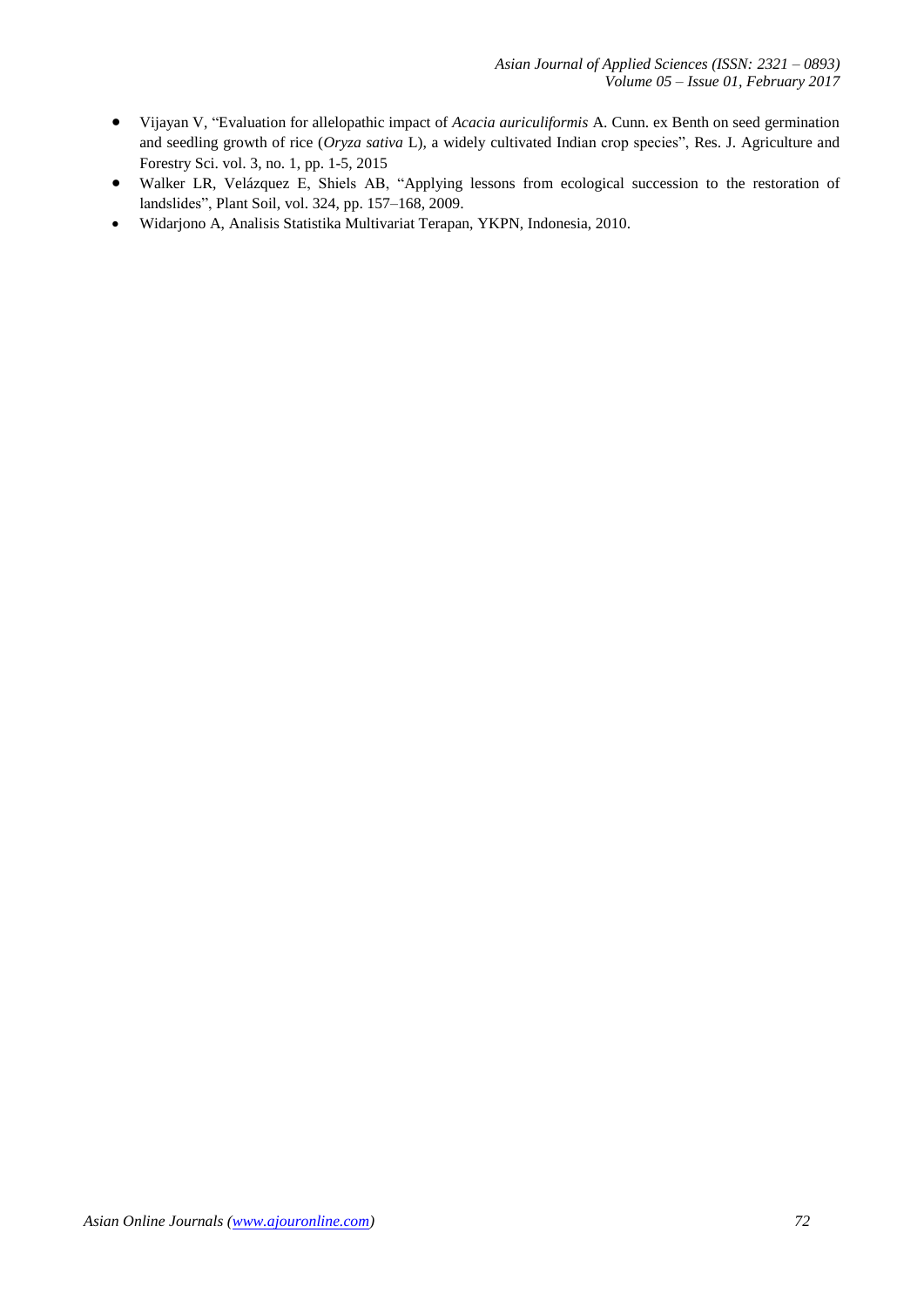- Vijayan V, "Evaluation for allelopathic impact of *Acacia auriculiformis* A. Cunn. ex Benth on seed germination and seedling growth of rice (*Oryza sativa* L), a widely cultivated Indian crop species", Res. J. Agriculture and Forestry Sci. vol. 3, no. 1, pp. 1-5, 2015
- Walker LR, Velázquez E, Shiels AB, "Applying lessons from ecological succession to the restoration of landslides", Plant Soil, vol. 324, pp. 157–168, 2009.
- Widarjono A, Analisis Statistika Multivariat Terapan, YKPN, Indonesia, 2010.